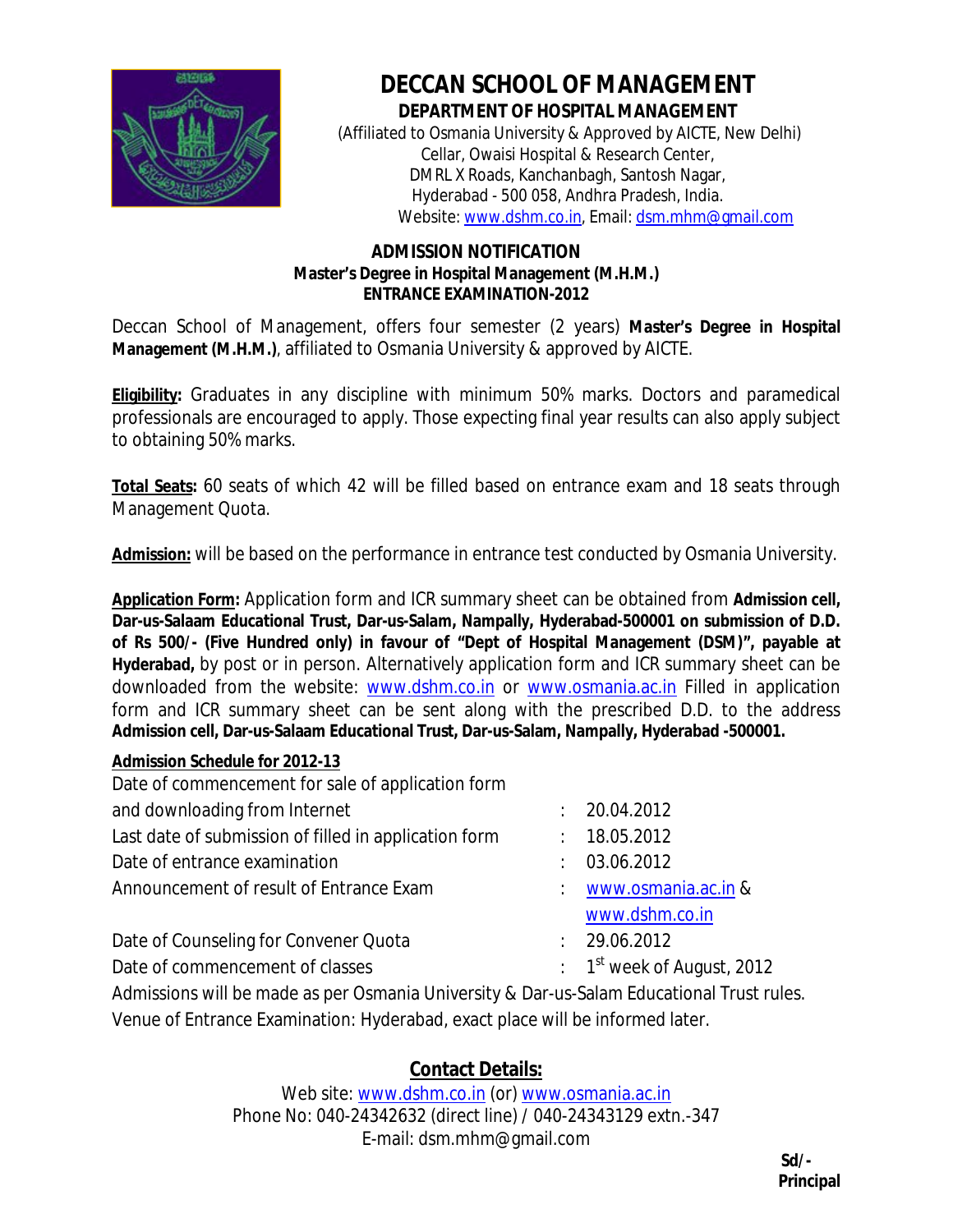# DECCAN SCHOOL OF MANAGEMENT

## DEPARTMENT OF HOSPITAL MANAGEMENT

(Affiliated to Osmania University & Approved by AICTE, New Delhi)
Cellar, Owaisi Hospital & Research Center,
DMRL X Roads, Kanchanbagh, Santosh Nagar,
Hyderabad - 500 058, Andhra Pradesh, India.
Website: www.dshm.co.in, Email: dsm.mhm@gmail.com

### ADMISSION NOTIFICATION

**Master's Degree in Hospital Management (M.H.M.)**
**ENTRANCE EXAMINATION-2012**

Deccan School of Management, offers four semester (2 years) **Master's Degree in Hospital Management (M.H.M.)**, affiliated to Osmania University & approved by AICTE.

**Eligibility:** Graduates in any discipline with minimum 50% marks. Doctors and paramedical professionals are encouraged to apply. Those expecting final year results can also apply subject to obtaining 50% marks.

**Total Seats:** 60 seats of which 42 will be filled based on entrance exam and 18 seats through Management Quota.

**Admission:** will be based on the performance in entrance test conducted by Osmania University.

**Application Form:** Application form and ICR summary sheet can be obtained from **Admission cell, Dar-us-Salaam Educational Trust, Dar-us-Salam, Nampally, Hyderabad-500001 on submission of D.D. of Rs 500/- (Five Hundred only) in favour of "Dept of Hospital Management (DSM)", payable at Hyderabad,** by post or in person. Alternatively application form and ICR summary sheet can be downloaded from the website: www.dshm.co.in or www.osmania.ac.in Filled in application form and ICR summary sheet can be sent along with the prescribed D.D. to the address **Admission cell, Dar-us-Salaam Educational Trust, Dar-us-Salam, Nampally, Hyderabad -500001.**

**Admission Schedule for 2012-13**

| | |
|---|---|
| Date of commencement for sale of application form and downloading from Internet | : 20.04.2012 |
| Last date of submission of filled in application form | : 18.05.2012 |
| Date of entrance examination | : 03.06.2012 |
| Announcement of result of Entrance Exam | : www.osmania.ac.in & www.dshm.co.in |
| Date of Counseling for Convener Quota | : 29.06.2012 |
| Date of commencement of classes | : 1st week of August, 2012 |

Admissions will be made as per Osmania University & Dar-us-Salam Educational Trust rules.
Venue of Entrance Examination: Hyderabad, exact place will be informed later.

## Contact Details:

Web site: www.dshm.co.in (or) www.osmania.ac.in
Phone No: 040-24342632 (direct line) / 040-24343129 extn.-347
E-mail: dsm.mhm@gmail.com

**Sd/-**
**Principal**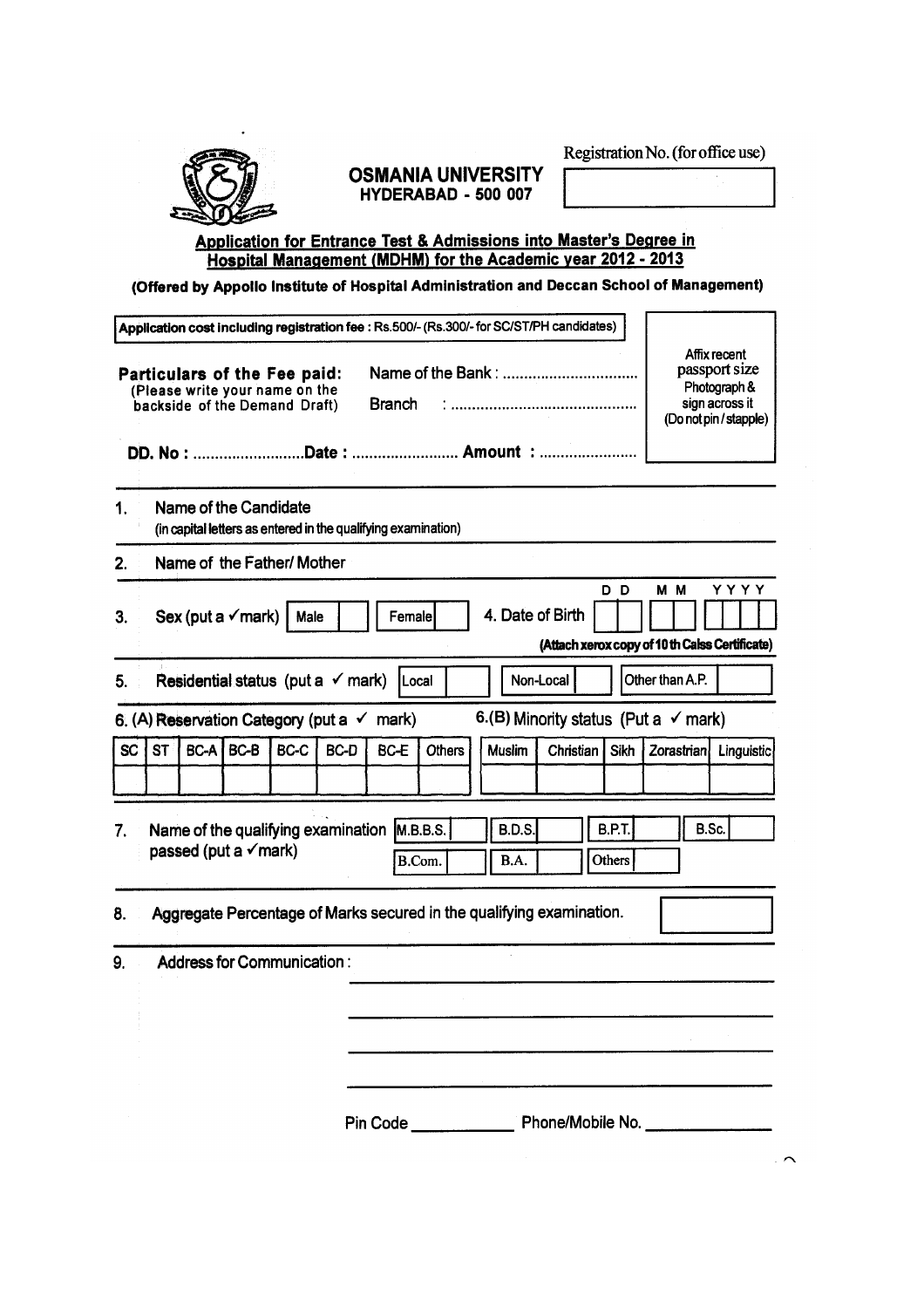Registration No. (for office use)

# OSMANIA UNIVERSITY
## HYDERABAD - 500 007

**Application for Entrance Test & Admissions into Master's Degree in Hospital Management (MDHM) for the Academic year 2012 - 2013**

**(Offered by Appollo Institute of Hospital Administration and Deccan School of Management)**

**Application cost including registration fee : Rs.500/- (Rs.300/- for SC/ST/PH candidates)**

**Particulars of the Fee paid:**
(Please write your name on the backside of the Demand Draft)

Name of the Bank : ................................

Branch : ............................................

**DD. No :** .......................... **Date :** ......................... **Amount :** .......................

Affix recent passport size Photograph & sign across it (Do not pin / stapple)

1. Name of the Candidate
   (in capital letters as entered in the qualifying examination)

2. Name of the Father/ Mother

3. Sex (put a ✓mark) Male [ ] Female [ ]

4. Date of Birth DD MM YYYY
   (Attach xerox copy of 10 th Calss Certificate)

5. **Residential status** (put a ✓ mark) Local [ ] Non-Local [ ] Other than A.P. [ ]

6. (A) Reservation Category (put a ✓ mark)

| SC | ST | BC-A | BC-B | BC-C | BC-D | BC-E | Others |
|---|---|---|---|---|---|---|---|
| | | | | | | | |

6.(B) Minority status (Put a ✓ mark)

| Muslim | Christian | Sikh | Zorastrian | Linguistic |
|---|---|---|---|---|
| | | | | |

7. Name of the qualifying examination passed (put a ✓mark) M.B.B.S. [ ] B.D.S. [ ] B.P.T. [ ] B.Sc. [ ] B.Com. [ ] B.A. [ ] Others [ ]

8. Aggregate Percentage of Marks secured in the qualifying examination. [ ]

9. Address for Communication : ______________________________

   ______________________________

   ______________________________

   ______________________________

   Pin Code ____________ Phone/Mobile No. ______________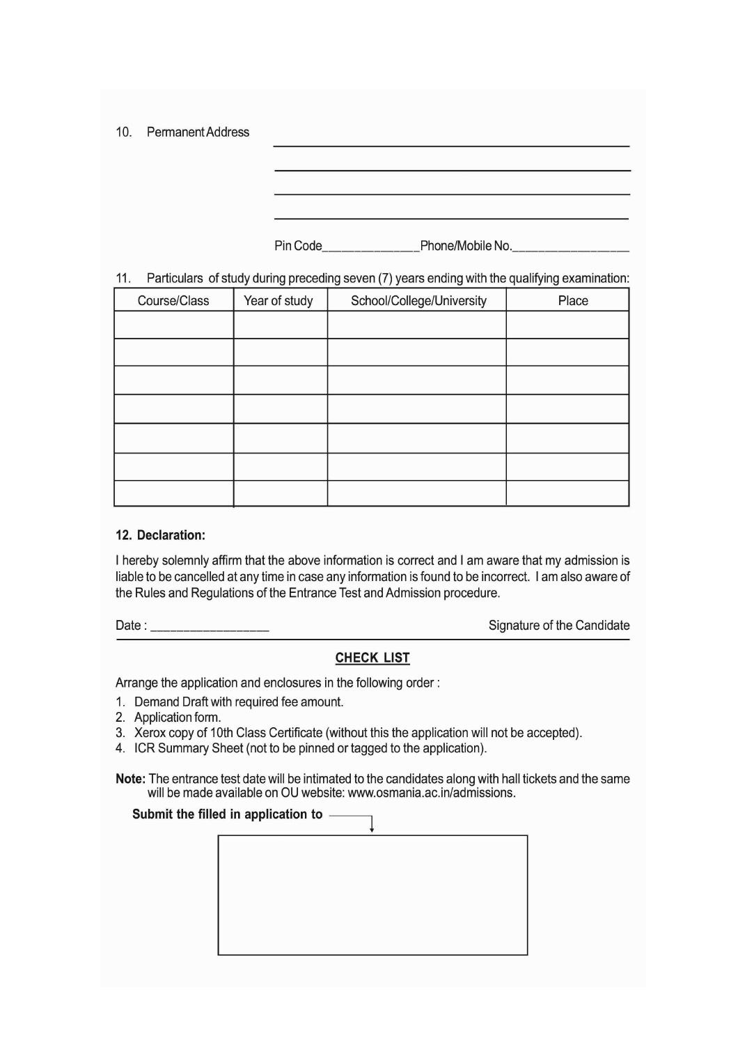10. Permanent Address ________________________________________________

________________________________________________

________________________________________________

________________________________________________

Pin Code______________Phone/Mobile No.__________________

11. Particulars of study during preceding seven (7) years ending with the qualifying examination:

| Course/Class | Year of study | School/College/University | Place |
|---|---|---|---|
| | | | |
| | | | |
| | | | |
| | | | |
| | | | |
| | | | |
| | | | |

**12. Declaration:**

I hereby solemnly affirm that the above information is correct and I am aware that my admission is liable to be cancelled at any time in case any information is found to be incorrect. I am also aware of the Rules and Regulations of the Entrance Test and Admission procedure.

Date : __________________ Signature of the Candidate

**CHECK LIST**

Arrange the application and enclosures in the following order :

1. Demand Draft with required fee amount.
2. Application form.
3. Xerox copy of 10th Class Certificate (without this the application will not be accepted).
4. ICR Summary Sheet (not to be pinned or tagged to the application).

**Note:** The entrance test date will be intimated to the candidates along with hall tickets and the same will be made available on OU website: www.osmania.ac.in/admissions.

**Submit the filled in application to**